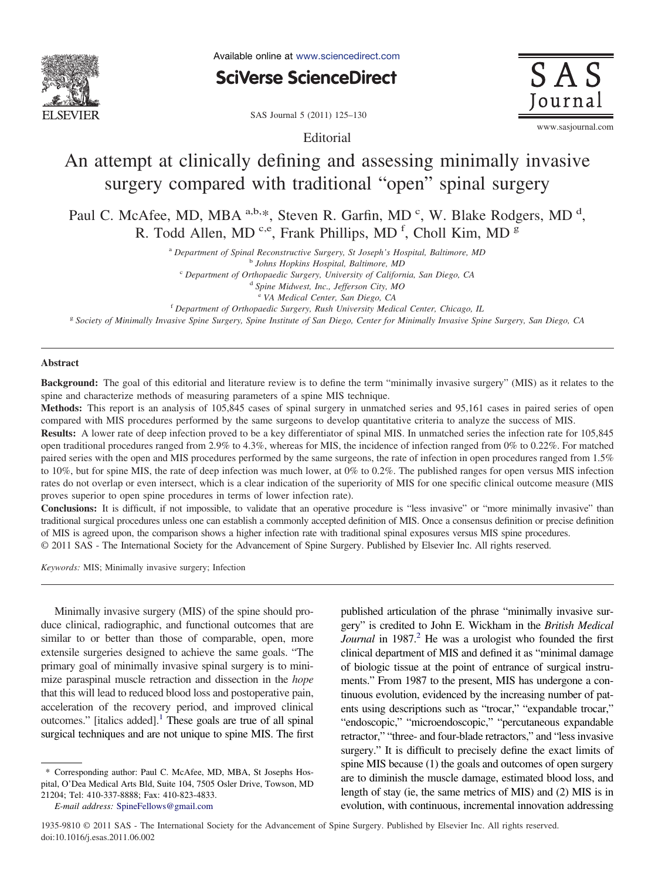Editorial

# An attempt at clinically defining and assessing minimally invasive surgery compared with traditional "open" spinal surgery

Paul C. McAfee, MD, MBA [a,b,*], Steven R. Garfin, MD [c], W. Blake Rodgers, MD [d], R. Todd Allen, MD [c,e], Frank Phillips, MD [f], Choll Kim, MD [g]

[a] Department of Spinal Reconstructive Surgery, St Joseph's Hospital, Baltimore, MD
[b] Johns Hopkins Hospital, Baltimore, MD
[c] Department of Orthopaedic Surgery, University of California, San Diego, CA
[d] Spine Midwest, Inc., Jefferson City, MO
[e] VA Medical Center, San Diego, CA
[f] Department of Orthopaedic Surgery, Rush University Medical Center, Chicago, IL
[g] Society of Minimally Invasive Spine Surgery, Spine Institute of San Diego, Center for Minimally Invasive Spine Surgery, San Diego, CA

## Abstract

**Background:** The goal of this editorial and literature review is to define the term "minimally invasive surgery" (MIS) as it relates to the spine and characterize methods of measuring parameters of a spine MIS technique.

**Methods:** This report is an analysis of 105,845 cases of spinal surgery in unmatched series and 95,161 cases in paired series of open compared with MIS procedures performed by the same surgeons to develop quantitative criteria to analyze the success of MIS.

**Results:** A lower rate of deep infection proved to be a key differentiator of spinal MIS. In unmatched series the infection rate for 105,845 open traditional procedures ranged from 2.9% to 4.3%, whereas for MIS, the incidence of infection ranged from 0% to 0.22%. For matched paired series with the open and MIS procedures performed by the same surgeons, the rate of infection in open procedures ranged from 1.5% to 10%, but for spine MIS, the rate of deep infection was much lower, at 0% to 0.2%. The published ranges for open versus MIS infection rates do not overlap or even intersect, which is a clear indication of the superiority of MIS for one specific clinical outcome measure (MIS proves superior to open spine procedures in terms of lower infection rate).

**Conclusions:** It is difficult, if not impossible, to validate that an operative procedure is "less invasive" or "more minimally invasive" than traditional surgical procedures unless one can establish a commonly accepted definition of MIS. Once a consensus definition or precise definition of MIS is agreed upon, the comparison shows a higher infection rate with traditional spinal exposures versus MIS spine procedures.

© 2011 SAS - The International Society for the Advancement of Spine Surgery. Published by Elsevier Inc. All rights reserved.

*Keywords:* MIS; Minimally invasive surgery; Infection

Minimally invasive surgery (MIS) of the spine should produce clinical, radiographic, and functional outcomes that are similar to or better than those of comparable, open, more extensile surgeries designed to achieve the same goals. "The primary goal of minimally invasive spinal surgery is to minimize paraspinal muscle retraction and dissection in the *hope* that this will lead to reduced blood loss and postoperative pain, acceleration of the recovery period, and improved clinical outcomes." [italics added].[1] These goals are true of all spinal surgical techniques and are not unique to spine MIS. The first published articulation of the phrase "minimally invasive surgery" is credited to John E. Wickham in the *British Medical Journal* in 1987.[2] He was a urologist who founded the first clinical department of MIS and defined it as "minimal damage of biologic tissue at the point of entrance of surgical instruments." From 1987 to the present, MIS has undergone a continuous evolution, evidenced by the increasing number of patents using descriptions such as "trocar," "expandable trocar," "endoscopic," "microendoscopic," "percutaneous expandable retractor," "three- and four-blade retractors," and "less invasive surgery." It is difficult to precisely define the exact limits of spine MIS because (1) the goals and outcomes of open surgery are to diminish the muscle damage, estimated blood loss, and length of stay (ie, the same metrics of MIS) and (2) MIS is in evolution, with continuous, incremental innovation addressing

\* Corresponding author: Paul C. McAfee, MD, MBA, St Josephs Hospital, O'Dea Medical Arts Bld, Suite 104, 7505 Osler Drive, Towson, MD 21204; Tel: 410-337-8888; Fax: 410-823-4833.

*E-mail address:* SpineFellows@gmail.com

1935-9810 © 2011 SAS - The International Society for the Advancement of Spine Surgery. Published by Elsevier Inc. All rights reserved.
doi:10.1016/j.esas.2011.06.002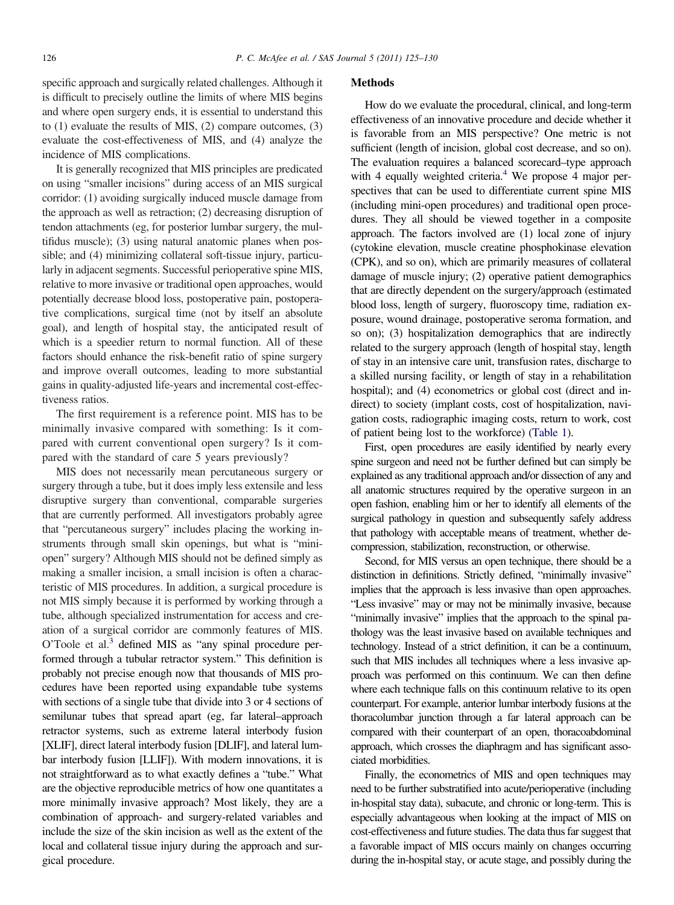specific approach and surgically related challenges. Although it is difficult to precisely outline the limits of where MIS begins and where open surgery ends, it is essential to understand this to (1) evaluate the results of MIS, (2) compare outcomes, (3) evaluate the cost-effectiveness of MIS, and (4) analyze the incidence of MIS complications.

It is generally recognized that MIS principles are predicated on using "smaller incisions" during access of an MIS surgical corridor: (1) avoiding surgically induced muscle damage from the approach as well as retraction; (2) decreasing disruption of tendon attachments (eg, for posterior lumbar surgery, the multifidus muscle); (3) using natural anatomic planes when possible; and (4) minimizing collateral soft-tissue injury, particularly in adjacent segments. Successful perioperative spine MIS, relative to more invasive or traditional open approaches, would potentially decrease blood loss, postoperative pain, postoperative complications, surgical time (not by itself an absolute goal), and length of hospital stay, the anticipated result of which is a speedier return to normal function. All of these factors should enhance the risk-benefit ratio of spine surgery and improve overall outcomes, leading to more substantial gains in quality-adjusted life-years and incremental cost-effectiveness ratios.

The first requirement is a reference point. MIS has to be minimally invasive compared with something: Is it compared with current conventional open surgery? Is it compared with the standard of care 5 years previously?

MIS does not necessarily mean percutaneous surgery or surgery through a tube, but it does imply less extensile and less disruptive surgery than conventional, comparable surgeries that are currently performed. All investigators probably agree that "percutaneous surgery" includes placing the working instruments through small skin openings, but what is "mini-open" surgery? Although MIS should not be defined simply as making a smaller incision, a small incision is often a characteristic of MIS procedures. In addition, a surgical procedure is not MIS simply because it is performed by working through a tube, although specialized instrumentation for access and creation of a surgical corridor are commonly features of MIS. O'Toole et al.[3] defined MIS as "any spinal procedure performed through a tubular retractor system." This definition is probably not precise enough now that thousands of MIS procedures have been reported using expandable tube systems with sections of a single tube that divide into 3 or 4 sections of semilunar tubes that spread apart (eg, far lateral–approach retractor systems, such as extreme lateral interbody fusion [XLIF], direct lateral interbody fusion [DLIF], and lateral lumbar interbody fusion [LLIF]). With modern innovations, it is not straightforward as to what exactly defines a "tube." What are the objective reproducible metrics of how one quantitates a more minimally invasive approach? Most likely, they are a combination of approach- and surgery-related variables and include the size of the skin incision as well as the extent of the local and collateral tissue injury during the approach and surgical procedure.

## Methods

How do we evaluate the procedural, clinical, and long-term effectiveness of an innovative procedure and decide whether it is favorable from an MIS perspective? One metric is not sufficient (length of incision, global cost decrease, and so on). The evaluation requires a balanced scorecard–type approach with 4 equally weighted criteria.[4] We propose 4 major perspectives that can be used to differentiate current spine MIS (including mini-open procedures) and traditional open procedures. They all should be viewed together in a composite approach. The factors involved are (1) local zone of injury (cytokine elevation, muscle creatine phosphokinase elevation (CPK), and so on), which are primarily measures of collateral damage of muscle injury; (2) operative patient demographics that are directly dependent on the surgery/approach (estimated blood loss, length of surgery, fluoroscopy time, radiation exposure, wound drainage, postoperative seroma formation, and so on); (3) hospitalization demographics that are indirectly related to the surgery approach (length of hospital stay, length of stay in an intensive care unit, transfusion rates, discharge to a skilled nursing facility, or length of stay in a rehabilitation hospital); and (4) econometrics or global cost (direct and indirect) to society (implant costs, cost of hospitalization, navigation costs, radiographic imaging costs, return to work, cost of patient being lost to the workforce) (Table 1).

First, open procedures are easily identified by nearly every spine surgeon and need not be further defined but can simply be explained as any traditional approach and/or dissection of any and all anatomic structures required by the operative surgeon in an open fashion, enabling him or her to identify all elements of the surgical pathology in question and subsequently safely address that pathology with acceptable means of treatment, whether decompression, stabilization, reconstruction, or otherwise.

Second, for MIS versus an open technique, there should be a distinction in definitions. Strictly defined, "minimally invasive" implies that the approach is less invasive than open approaches. "Less invasive" may or may not be minimally invasive, because "minimally invasive" implies that the approach to the spinal pathology was the least invasive based on available techniques and technology. Instead of a strict definition, it can be a continuum, such that MIS includes all techniques where a less invasive approach was performed on this continuum. We can then define where each technique falls on this continuum relative to its open counterpart. For example, anterior lumbar interbody fusions at the thoracolumbar junction through a far lateral approach can be compared with their counterpart of an open, thoracoabdominal approach, which crosses the diaphragm and has significant associated morbidities.

Finally, the econometrics of MIS and open techniques may need to be further substratified into acute/perioperative (including in-hospital stay data), subacute, and chronic or long-term. This is especially advantageous when looking at the impact of MIS on cost-effectiveness and future studies. The data thus far suggest that a favorable impact of MIS occurs mainly on changes occurring during the in-hospital stay, or acute stage, and possibly during the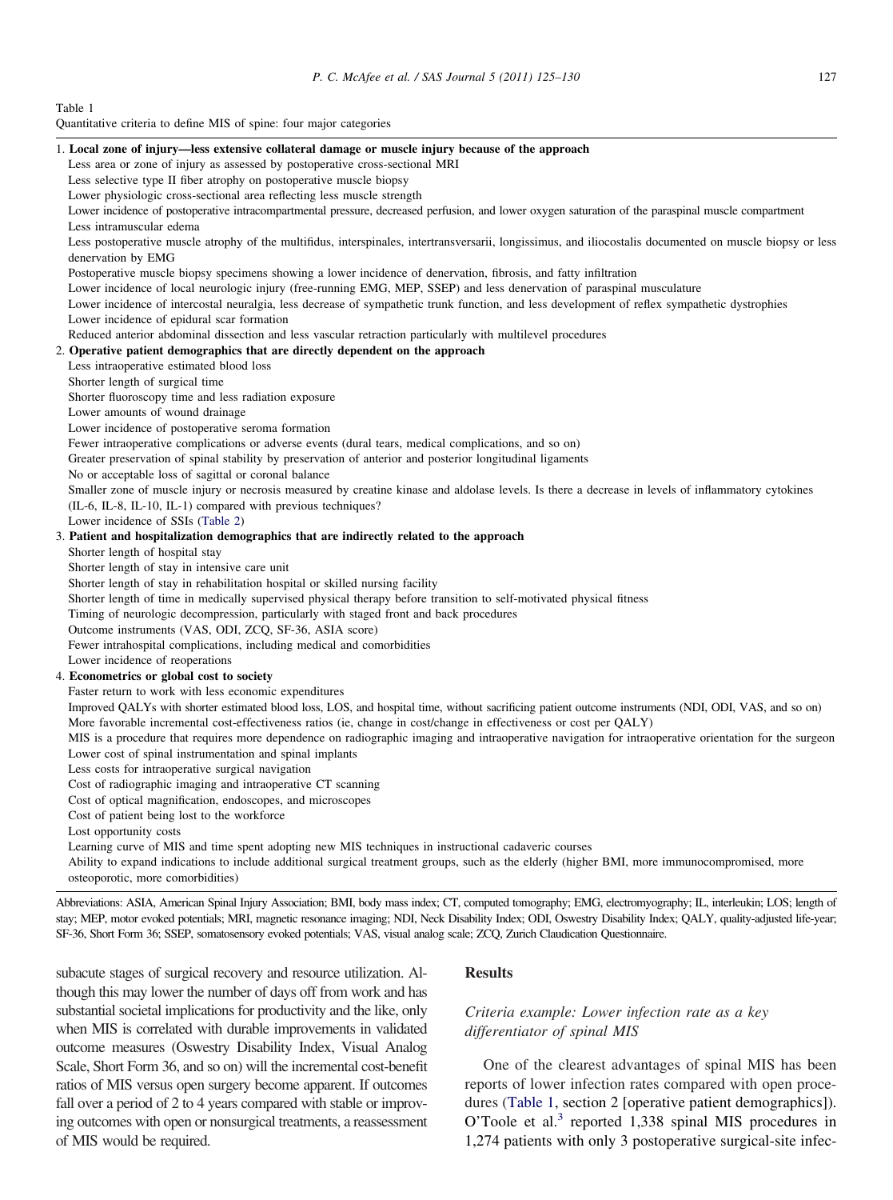Table 1
Quantitative criteria to define MIS of spine: four major categories

| |
|---|
| 1. **Local zone of injury—less extensive collateral damage or muscle injury because of the approach** |
| Less area or zone of injury as assessed by postoperative cross-sectional MRI |
| Less selective type II fiber atrophy on postoperative muscle biopsy |
| Lower physiologic cross-sectional area reflecting less muscle strength |
| Lower incidence of postoperative intracompartmental pressure, decreased perfusion, and lower oxygen saturation of the paraspinal muscle compartment |
| Less intramuscular edema |
| Less postoperative muscle atrophy of the multifidus, interspinales, intertransversarii, longissimus, and iliocostalis documented on muscle biopsy or less denervation by EMG |
| Postoperative muscle biopsy specimens showing a lower incidence of denervation, fibrosis, and fatty infiltration |
| Lower incidence of local neurologic injury (free-running EMG, MEP, SSEP) and less denervation of paraspinal musculature |
| Lower incidence of intercostal neuralgia, less decrease of sympathetic trunk function, and less development of reflex sympathetic dystrophies |
| Lower incidence of epidural scar formation |
| Reduced anterior abdominal dissection and less vascular retraction particularly with multilevel procedures |
| 2. **Operative patient demographics that are directly dependent on the approach** |
| Less intraoperative estimated blood loss |
| Shorter length of surgical time |
| Shorter fluoroscopy time and less radiation exposure |
| Lower amounts of wound drainage |
| Lower incidence of postoperative seroma formation |
| Fewer intraoperative complications or adverse events (dural tears, medical complications, and so on) |
| Greater preservation of spinal stability by preservation of anterior and posterior longitudinal ligaments |
| No or acceptable loss of sagittal or coronal balance |
| Smaller zone of muscle injury or necrosis measured by creatine kinase and aldolase levels. Is there a decrease in levels of inflammatory cytokines (IL-6, IL-8, IL-10, IL-1) compared with previous techniques? |
| Lower incidence of SSIs (Table 2) |
| 3. **Patient and hospitalization demographics that are indirectly related to the approach** |
| Shorter length of hospital stay |
| Shorter length of stay in intensive care unit |
| Shorter length of stay in rehabilitation hospital or skilled nursing facility |
| Shorter length of time in medically supervised physical therapy before transition to self-motivated physical fitness |
| Timing of neurologic decompression, particularly with staged front and back procedures |
| Outcome instruments (VAS, ODI, ZCQ, SF-36, ASIA score) |
| Fewer intrahospital complications, including medical and comorbidities |
| Lower incidence of reoperations |
| 4. **Econometrics or global cost to society** |
| Faster return to work with less economic expenditures |
| Improved QALYs with shorter estimated blood loss, LOS, and hospital time, without sacrificing patient outcome instruments (NDI, ODI, VAS, and so on) |
| More favorable incremental cost-effectiveness ratios (ie, change in cost/change in effectiveness or cost per QALY) |
| MIS is a procedure that requires more dependence on radiographic imaging and intraoperative navigation for intraoperative orientation for the surgeon |
| Lower cost of spinal instrumentation and spinal implants |
| Less costs for intraoperative surgical navigation |
| Cost of radiographic imaging and intraoperative CT scanning |
| Cost of optical magnification, endoscopes, and microscopes |
| Cost of patient being lost to the workforce |
| Lost opportunity costs |
| Learning curve of MIS and time spent adopting new MIS techniques in instructional cadaveric courses |
| Ability to expand indications to include additional surgical treatment groups, such as the elderly (higher BMI, more immunocompromised, more osteoporotic, more comorbidities) |

Abbreviations: ASIA, American Spinal Injury Association; BMI, body mass index; CT, computed tomography; EMG, electromyography; IL, interleukin; LOS; length of stay; MEP, motor evoked potentials; MRI, magnetic resonance imaging; NDI, Neck Disability Index; ODI, Oswestry Disability Index; QALY, quality-adjusted life-year; SF-36, Short Form 36; SSEP, somatosensory evoked potentials; VAS, visual analog scale; ZCQ, Zurich Claudication Questionnaire.

subacute stages of surgical recovery and resource utilization. Although this may lower the number of days off from work and has substantial societal implications for productivity and the like, only when MIS is correlated with durable improvements in validated outcome measures (Oswestry Disability Index, Visual Analog Scale, Short Form 36, and so on) will the incremental cost-benefit ratios of MIS versus open surgery become apparent. If outcomes fall over a period of 2 to 4 years compared with stable or improving outcomes with open or nonsurgical treatments, a reassessment of MIS would be required.

## Results

### *Criteria example: Lower infection rate as a key differentiator of spinal MIS*

One of the clearest advantages of spinal MIS has been reports of lower infection rates compared with open procedures (Table 1, section 2 [operative patient demographics]). O'Toole et al.[3] reported 1,338 spinal MIS procedures in 1,274 patients with only 3 postoperative surgical-site infec-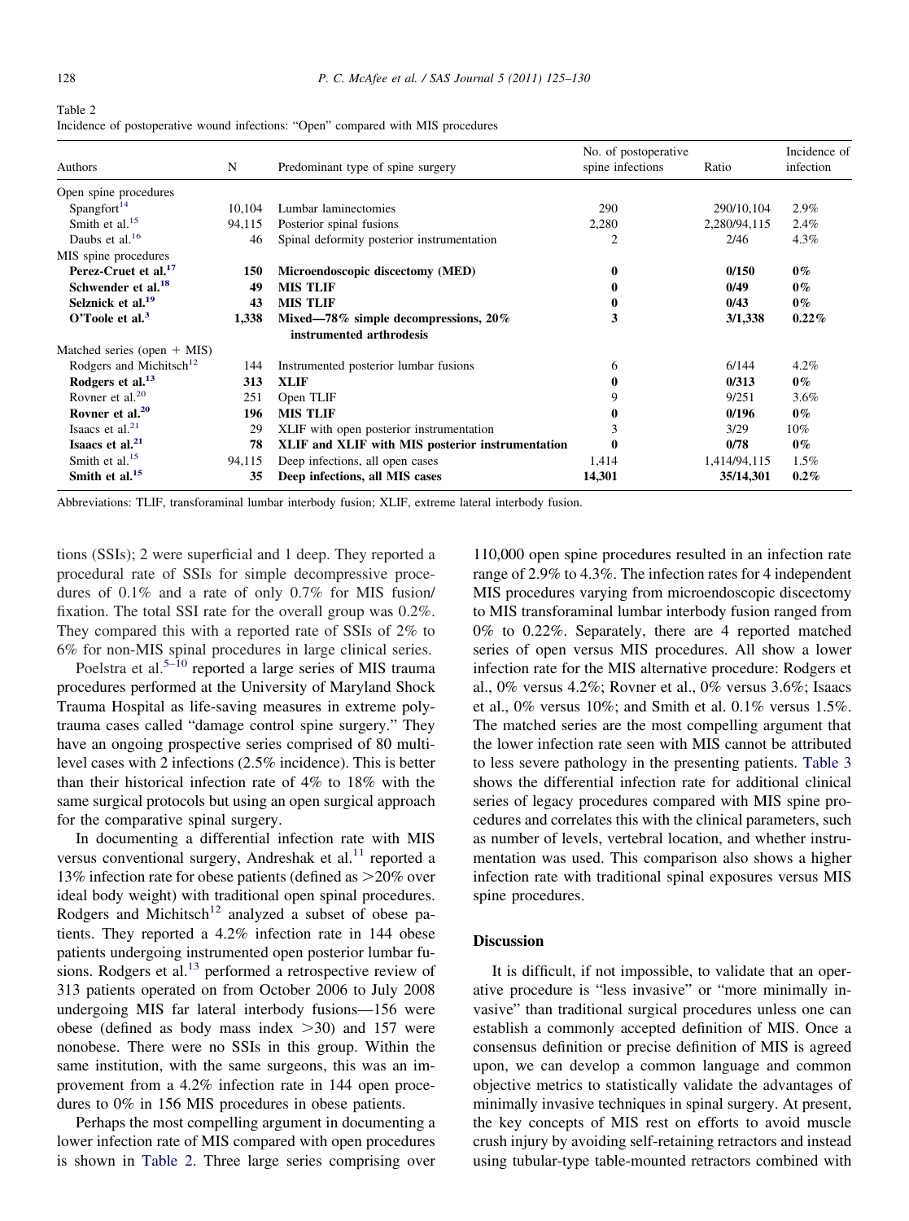Table 2
Incidence of postoperative wound infections: "Open" compared with MIS procedures

| Authors | N | Predominant type of spine surgery | No. of postoperative spine infections | Ratio | Incidence of infection |
|---|---|---|---|---|---|
| Open spine procedures | | | | | |
| Spangfort[14] | 10,104 | Lumbar laminectomies | 290 | 290/10,104 | 2.9% |
| Smith et al.[15] | 94,115 | Posterior spinal fusions | 2,280 | 2,280/94,115 | 2.4% |
| Daubs et al.[16] | 46 | Spinal deformity posterior instrumentation | 2 | 2/46 | 4.3% |
| MIS spine procedures | | | | | |
| **Perez-Cruet et al.[17]** | **150** | **Microendoscopic discectomy (MED)** | **0** | **0/150** | **0%** |
| **Schwender et al.[18]** | **49** | **MIS TLIF** | **0** | **0/49** | **0%** |
| **Selznick et al.[19]** | **43** | **MIS TLIF** | **0** | **0/43** | **0%** |
| **O'Toole et al.[3]** | **1,338** | **Mixed—78% simple decompressions, 20% instrumented arthrodesis** | **3** | **3/1,338** | **0.22%** |
| Matched series (open + MIS) | | | | | |
| Rodgers and Michitsch[12] | 144 | Instrumented posterior lumbar fusions | 6 | 6/144 | 4.2% |
| **Rodgers et al.[13]** | **313** | **XLIF** | **0** | **0/313** | **0%** |
| Rovner et al.[20] | 251 | Open TLIF | 9 | 9/251 | 3.6% |
| **Rovner et al.[20]** | **196** | **MIS TLIF** | **0** | **0/196** | **0%** |
| Isaacs et al.[21] | 29 | XLIF with open posterior instrumentation | 3 | 3/29 | 10% |
| **Isaacs et al.[21]** | **78** | **XLIF and XLIF with MIS posterior instrumentation** | **0** | **0/78** | **0%** |
| Smith et al.[15] | 94,115 | Deep infections, all open cases | 1,414 | 1,414/94,115 | 1.5% |
| **Smith et al.[15]** | **35** | **Deep infections, all MIS cases** | **14,301** | **35/14,301** | **0.2%** |

Abbreviations: TLIF, transforaminal lumbar interbody fusion; XLIF, extreme lateral interbody fusion.

tions (SSIs); 2 were superficial and 1 deep. They reported a procedural rate of SSIs for simple decompressive procedures of 0.1% and a rate of only 0.7% for MIS fusion/fixation. The total SSI rate for the overall group was 0.2%. They compared this with a reported rate of SSIs of 2% to 6% for non-MIS spinal procedures in large clinical series.

Poelstra et al.[5–10] reported a large series of MIS trauma procedures performed at the University of Maryland Shock Trauma Hospital as life-saving measures in extreme polytrauma cases called "damage control spine surgery." They have an ongoing prospective series comprised of 80 multilevel cases with 2 infections (2.5% incidence). This is better than their historical infection rate of 4% to 18% with the same surgical protocols but using an open surgical approach for the comparative spinal surgery.

In documenting a differential infection rate with MIS versus conventional surgery, Andreshak et al.[11] reported a 13% infection rate for obese patients (defined as >20% over ideal body weight) with traditional open spinal procedures. Rodgers and Michitsch[12] analyzed a subset of obese patients. They reported a 4.2% infection rate in 144 obese patients undergoing instrumented open posterior lumbar fusions. Rodgers et al.[13] performed a retrospective review of 313 patients operated on from October 2006 to July 2008 undergoing MIS far lateral interbody fusions—156 were obese (defined as body mass index >30) and 157 were nonobese. There were no SSIs in this group. Within the same institution, with the same surgeons, this was an improvement from a 4.2% infection rate in 144 open procedures to 0% in 156 MIS procedures in obese patients.

Perhaps the most compelling argument in documenting a lower infection rate of MIS compared with open procedures is shown in Table 2. Three large series comprising over 110,000 open spine procedures resulted in an infection rate range of 2.9% to 4.3%. The infection rates for 4 independent MIS procedures varying from microendoscopic discectomy to MIS transforaminal lumbar interbody fusion ranged from 0% to 0.22%. Separately, there are 4 reported matched series of open versus MIS procedures. All show a lower infection rate for the MIS alternative procedure: Rodgers et al., 0% versus 4.2%; Rovner et al., 0% versus 3.6%; Isaacs et al., 0% versus 10%; and Smith et al. 0.1% versus 1.5%. The matched series are the most compelling argument that the lower infection rate seen with MIS cannot be attributed to less severe pathology in the presenting patients. Table 3 shows the differential infection rate for additional clinical series of legacy procedures compared with MIS spine procedures and correlates this with the clinical parameters, such as number of levels, vertebral location, and whether instrumentation was used. This comparison also shows a higher infection rate with traditional spinal exposures versus MIS spine procedures.

## Discussion

It is difficult, if not impossible, to validate that an operative procedure is "less invasive" or "more minimally invasive" than traditional surgical procedures unless one can establish a commonly accepted definition of MIS. Once a consensus definition or precise definition of MIS is agreed upon, we can develop a common language and common objective metrics to statistically validate the advantages of minimally invasive techniques in spinal surgery. At present, the key concepts of MIS rest on efforts to avoid muscle crush injury by avoiding self-retaining retractors and instead using tubular-type table-mounted retractors combined with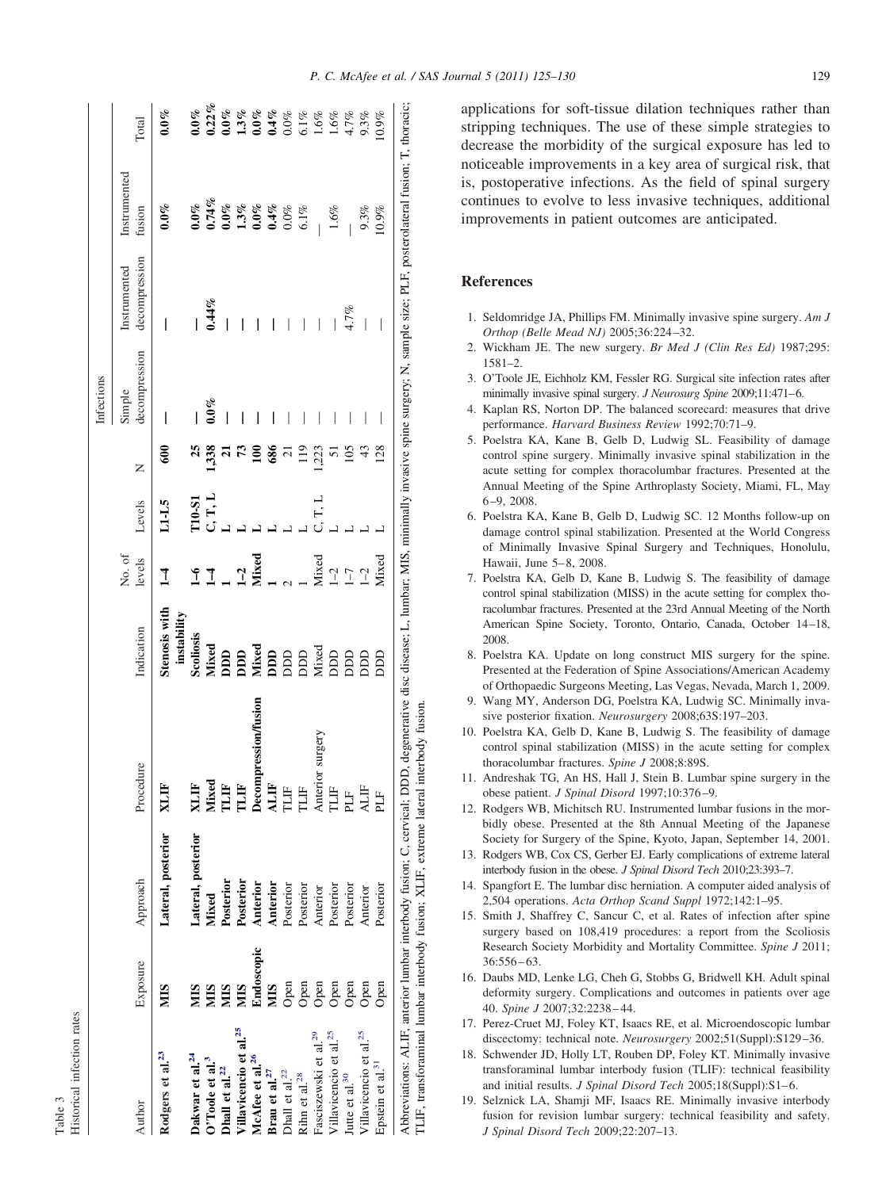Table 3
Historical infection rates

| Author | Exposure | Approach | Procedure | Indication | No. of levels | Levels | N | Infections | | | |
|---|---|---|---|---|---|---|---|---|---|---|---|
| | | | | | | | | Simple decompression | Instrumented decompression | Instrumented fusion | Total |
| **Rodgers et al.[23]** | **MIS** | **Lateral, posterior** | **XLIF** | **Stenosis with instability** | **1–4** | **L1-L5** | **600** | **—** | **—** | **0.0%** | **0.0%** |
| **Dakwar et al.[24]** | **MIS** | **Lateral, posterior** | **XLIF** | **Scoliosis** | **1–6** | **T10-S1** | **25** | **—** | **—** | **0.0%** | **0.0%** |
| **O'Toole et al.[3]** | **MIS** | **Mixed** | **Mixed** | **Mixed** | **1–4** | **C, T, L** | **1,338** | **0.0%** | **0.44%** | **0.74%** | **0.22%** |
| **Dhall et al.[22]** | **MIS** | **Posterior** | **TLIF** | **DDD** | **1** | **L** | **21** | **—** | **—** | **0.0%** | **0.0%** |
| **Villavicencio et al.[25]** | **MIS** | **Posterior** | **TLIF** | **DDD** | **1–2** | **L** | **73** | **—** | **—** | **1.3%** | **1.3%** |
| **McAfee et al.[26]** | **Endoscopic** | **Anterior** | **Decompression/fusion** | **Mixed** | **Mixed** | **L** | **100** | **—** | **—** | **0.0%** | **0.0%** |
| **Brau et al.[27]** | **MIS** | **Anterior** | **ALIF** | **DDD** | **1** | **L** | **686** | **—** | **—** | **0.4%** | **0.4%** |
| Dhall et al.[22] | Open | Posterior | TLIF | DDD | 2 | L | 21 | — | — | 0.0% | 0.0% |
| Rihn et al.[28] | Open | Posterior | TLIF | DDD | 1 | L | 119 | — | — | 6.1% | 6.1% |
| Fasciszewski et al.[29] | Open | Anterior | Anterior surgery | Mixed | Mixed | C, T, L | 1,223 | — | — | — | 1.6% |
| Villavicencio et al.[25] | Open | Posterior | TLIF | DDD | 1–2 | L | 51 | — | — | 1.6% | 1.6% |
| Jutte et al.[30] | Open | Posterior | PLF | DDD | 1–7 | L | 105 | — | 4.7% | — | 4.7% |
| Villavicencio et al.[25] | Open | Anterior | ALIF | DDD | 1–2 | L | 43 | — | — | 9.3% | 9.3% |
| Epstein et al.[31] | Open | Posterior | PLF | DDD | Mixed | L | 128 | — | — | 10.9% | 10.9% |

Abbreviations: ALIF, anterior lumbar interbody fusion; C, cervical; DDD, degenerative disc disease; L, lumbar; MIS, minimally invasive spine surgery; N, sample size; PLF, posterolateral fusion; T, thoracic; TLIF, transforaminal lumbar interbody fusion; XLIF, extreme lateral interbody fusion.

applications for soft-tissue dilation techniques rather than stripping techniques. The use of these simple strategies to decrease the morbidity of the surgical exposure has led to noticeable improvements in a key area of surgical risk, that is, postoperative infections. As the field of spinal surgery continues to evolve to less invasive techniques, additional improvements in patient outcomes are anticipated.

## References

1. Seldomridge JA, Phillips FM. Minimally invasive spine surgery. *Am J Orthop (Belle Mead NJ)* 2005;36:224–32.
2. Wickham JE. The new surgery. *Br Med J (Clin Res Ed)* 1987;295: 1581–2.
3. O'Toole JE, Eichholz KM, Fessler RG. Surgical site infection rates after minimally invasive spinal surgery. *J Neurosurg Spine* 2009;11:471–6.
4. Kaplan RS, Norton DP. The balanced scorecard: measures that drive performance. *Harvard Business Review* 1992;70:71–9.
5. Poelstra KA, Kane B, Gelb D, Ludwig SL. Feasibility of damage control spine surgery. Minimally invasive spinal stabilization in the acute setting for complex thoracolumbar fractures. Presented at the Annual Meeting of the Spine Arthroplasty Society, Miami, FL, May 6–9, 2008.
6. Poelstra KA, Kane B, Gelb D, Ludwig SC. 12 Months follow-up on damage control spinal stabilization. Presented at the World Congress of Minimally Invasive Spinal Surgery and Techniques, Honolulu, Hawaii, June 5–8, 2008.
7. Poelstra KA, Gelb D, Kane B, Ludwig S. The feasibility of damage control spinal stabilization (MISS) in the acute setting for complex thoracolumbar fractures. Presented at the 23rd Annual Meeting of the North American Spine Society, Toronto, Ontario, Canada, October 14–18, 2008.
8. Poelstra KA. Update on long construct MIS surgery for the spine. Presented at the Federation of Spine Associations/American Academy of Orthopaedic Surgeons Meeting, Las Vegas, Nevada, March 1, 2009.
9. Wang MY, Anderson DG, Poelstra KA, Ludwig SC. Minimally invasive posterior fixation. *Neurosurgery* 2008;63S:197–203.
10. Poelstra KA, Gelb D, Kane B, Ludwig S. The feasibility of damage control spinal stabilization (MISS) in the acute setting for complex thoracolumbar fractures. *Spine J* 2008;8:89S.
11. Andreshak TG, An HS, Hall J, Stein B. Lumbar spine surgery in the obese patient. *J Spinal Disord* 1997;10:376–9.
12. Rodgers WB, Michitsch RU. Instrumented lumbar fusions in the morbidly obese. Presented at the 8th Annual Meeting of the Japanese Society for Surgery of the Spine, Kyoto, Japan, September 14, 2001.
13. Rodgers WB, Cox CS, Gerber EJ. Early complications of extreme lateral interbody fusion in the obese. *J Spinal Disord Tech* 2010;23:393–7.
14. Spangfort E. The lumbar disc herniation. A computer aided analysis of 2,504 operations. *Acta Orthop Scand Suppl* 1972;142:1–95.
15. Smith J, Shaffrey C, Sancur C, et al. Rates of infection after spine surgery based on 108,419 procedures: a report from the Scoliosis Research Society Morbidity and Mortality Committee. *Spine J* 2011; 36:556–63.
16. Daubs MD, Lenke LG, Cheh G, Stobbs G, Bridwell KH. Adult spinal deformity surgery. Complications and outcomes in patients over age 40. *Spine J* 2007;32:2238–44.
17. Perez-Cruet MJ, Foley KT, Isaacs RE, et al. Microendoscopic lumbar discectomy: technical note. *Neurosurgery* 2002;51(Suppl):S129–36.
18. Schwender JD, Holly LT, Rouben DP, Foley KT. Minimally invasive transforaminal lumbar interbody fusion (TLIF): technical feasibility and initial results. *J Spinal Disord Tech* 2005;18(Suppl):S1–6.
19. Selznick LA, Shamji MF, Isaacs RE. Minimally invasive interbody fusion for revision lumbar surgery: technical feasibility and safety. *J Spinal Disord Tech* 2009;22:207–13.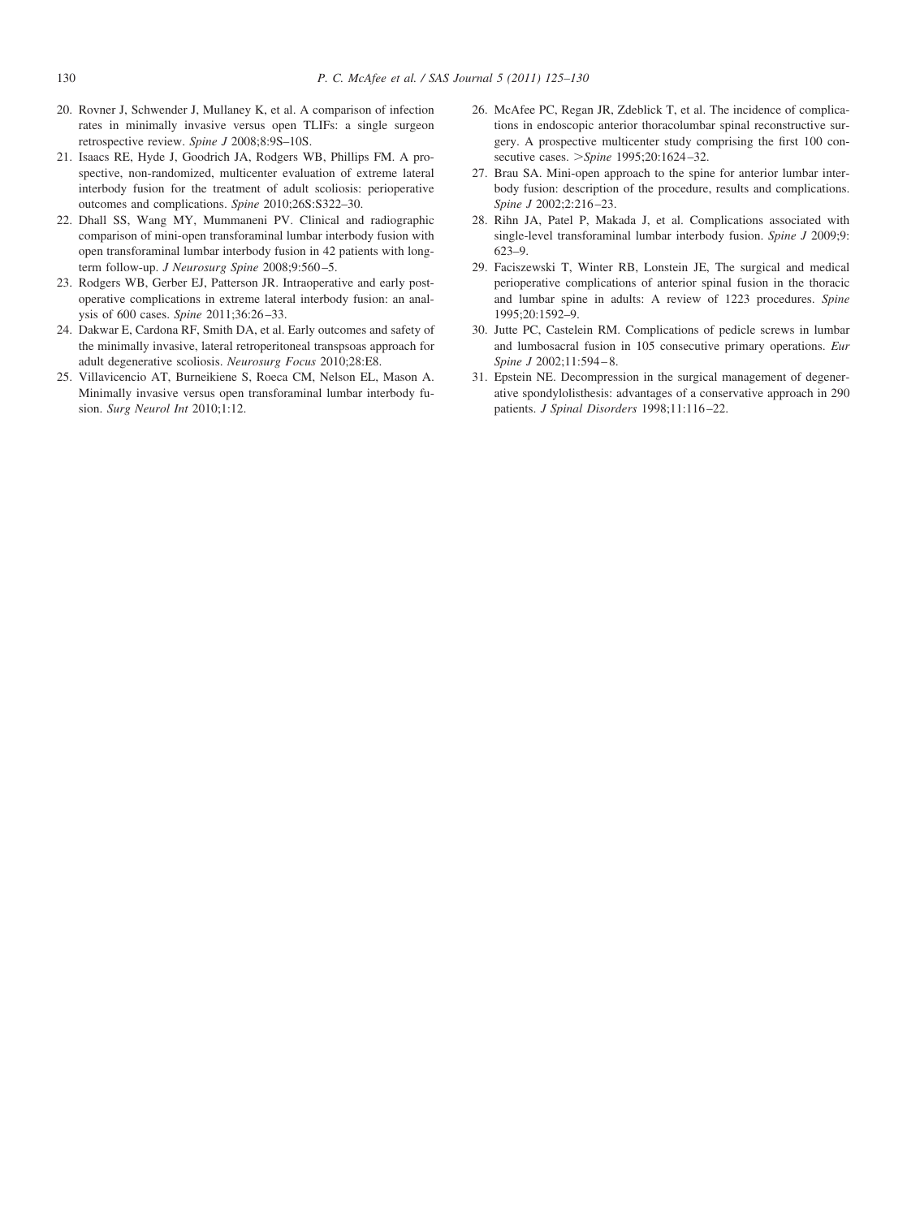20. Rovner J, Schwender J, Mullaney K, et al. A comparison of infection rates in minimally invasive versus open TLIFs: a single surgeon retrospective review. *Spine J* 2008;8:9S–10S.
21. Isaacs RE, Hyde J, Goodrich JA, Rodgers WB, Phillips FM. A prospective, non-randomized, multicenter evaluation of extreme lateral interbody fusion for the treatment of adult scoliosis: perioperative outcomes and complications. *Spine* 2010;26S:S322–30.
22. Dhall SS, Wang MY, Mummaneni PV. Clinical and radiographic comparison of mini-open transforaminal lumbar interbody fusion with open transforaminal lumbar interbody fusion in 42 patients with long-term follow-up. *J Neurosurg Spine* 2008;9:560–5.
23. Rodgers WB, Gerber EJ, Patterson JR. Intraoperative and early postoperative complications in extreme lateral interbody fusion: an analysis of 600 cases. *Spine* 2011;36:26–33.
24. Dakwar E, Cardona RF, Smith DA, et al. Early outcomes and safety of the minimally invasive, lateral retroperitoneal transpsoas approach for adult degenerative scoliosis. *Neurosurg Focus* 2010;28:E8.
25. Villavicencio AT, Burneikiene S, Roeca CM, Nelson EL, Mason A. Minimally invasive versus open transforaminal lumbar interbody fusion. *Surg Neurol Int* 2010;1:12.
26. McAfee PC, Regan JR, Zdeblick T, et al. The incidence of complications in endoscopic anterior thoracolumbar spinal reconstructive surgery. A prospective multicenter study comprising the first 100 consecutive cases. >*Spine* 1995;20:1624–32.
27. Brau SA. Mini-open approach to the spine for anterior lumbar interbody fusion: description of the procedure, results and complications. *Spine J* 2002;2:216–23.
28. Rihn JA, Patel P, Makada J, et al. Complications associated with single-level transforaminal lumbar interbody fusion. *Spine J* 2009;9: 623–9.
29. Faciszewski T, Winter RB, Lonstein JE, The surgical and medical perioperative complications of anterior spinal fusion in the thoracic and lumbar spine in adults: A review of 1223 procedures. *Spine* 1995;20:1592–9.
30. Jutte PC, Castelein RM. Complications of pedicle screws in lumbar and lumbosacral fusion in 105 consecutive primary operations. *Eur Spine J* 2002;11:594–8.
31. Epstein NE. Decompression in the surgical management of degenerative spondylolisthesis: advantages of a conservative approach in 290 patients. *J Spinal Disorders* 1998;11:116–22.